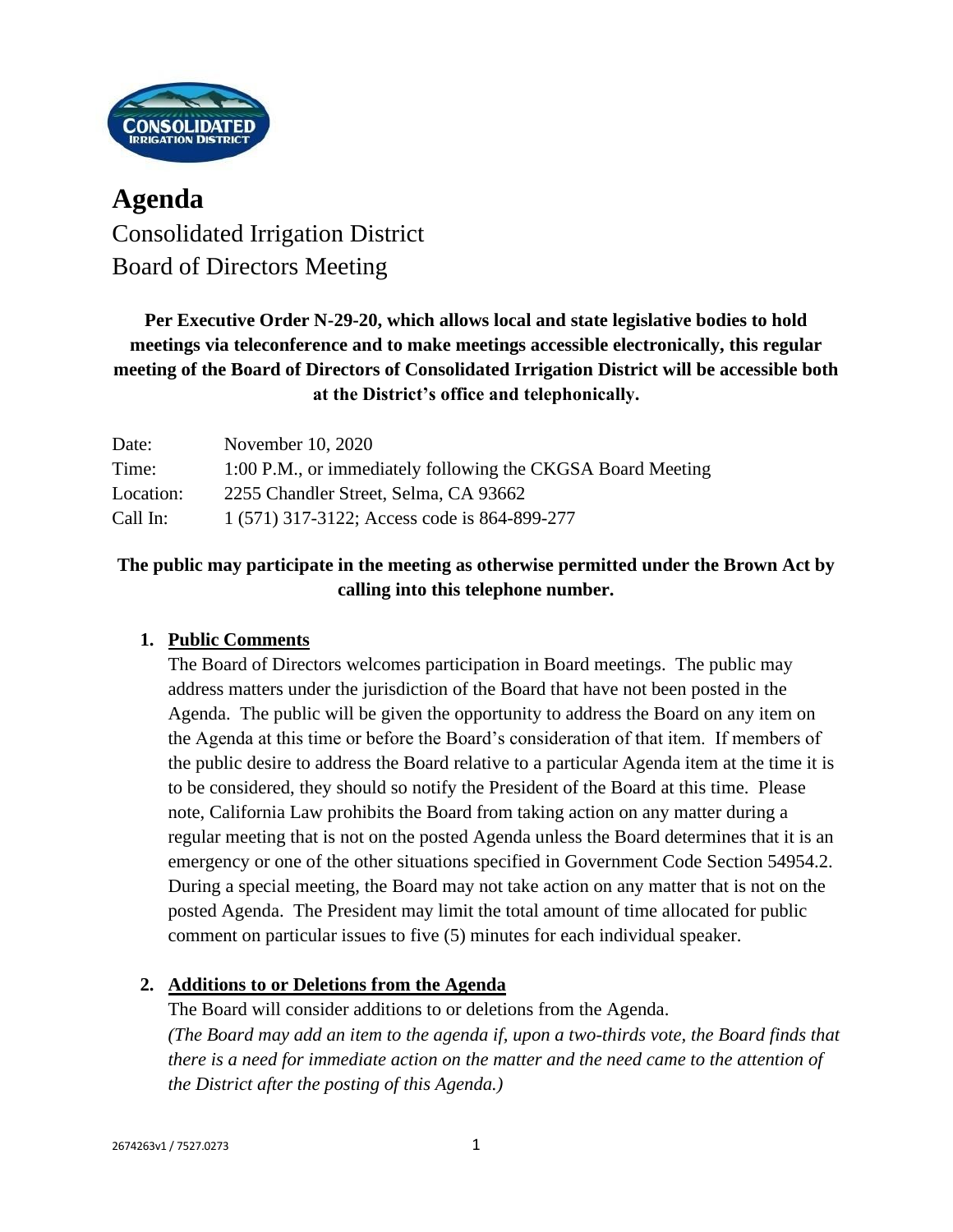# Agenda

Consolidated Irrigation District
Board of Directors Meeting

**Per Executive Order N-29-20, which allows local and state legislative bodies to hold meetings via teleconference and to make meetings accessible electronically, this regular meeting of the Board of Directors of Consolidated Irrigation District will be accessible both at the District's office and telephonically.**

| | |
|---|---|
| Date: | November 10, 2020 |
| Time: | 1:00 P.M., or immediately following the CKGSA Board Meeting |
| Location: | 2255 Chandler Street, Selma, CA 93662 |
| Call In: | 1 (571) 317-3122; Access code is 864-899-277 |

**The public may participate in the meeting as otherwise permitted under the Brown Act by calling into this telephone number.**

1. **Public Comments**
   The Board of Directors welcomes participation in Board meetings. The public may address matters under the jurisdiction of the Board that have not been posted in the Agenda. The public will be given the opportunity to address the Board on any item on the Agenda at this time or before the Board's consideration of that item. If members of the public desire to address the Board relative to a particular Agenda item at the time it is to be considered, they should so notify the President of the Board at this time. Please note, California Law prohibits the Board from taking action on any matter during a regular meeting that is not on the posted Agenda unless the Board determines that it is an emergency or one of the other situations specified in Government Code Section 54954.2. During a special meeting, the Board may not take action on any matter that is not on the posted Agenda. The President may limit the total amount of time allocated for public comment on particular issues to five (5) minutes for each individual speaker.

2. **Additions to or Deletions from the Agenda**
   The Board will consider additions to or deletions from the Agenda.
   *(The Board may add an item to the agenda if, upon a two-thirds vote, the Board finds that there is a need for immediate action on the matter and the need came to the attention of the District after the posting of this Agenda.)*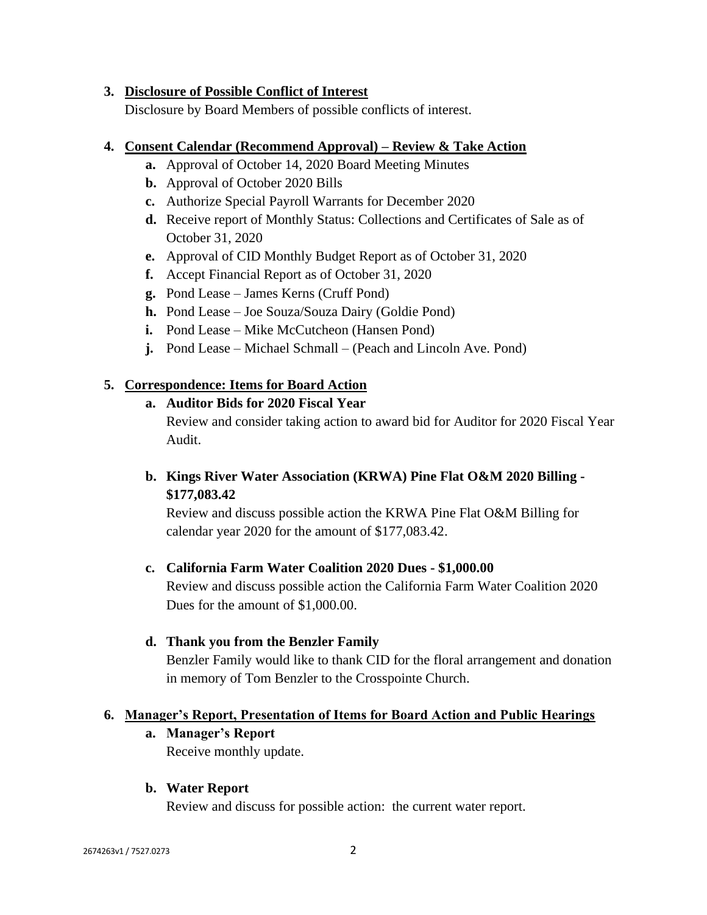3. **<u>Disclosure of Possible Conflict of Interest</u>**
   Disclosure by Board Members of possible conflicts of interest.

4. **<u>Consent Calendar (Recommend Approval) – Review & Take Action</u>**
   - **a.** Approval of October 14, 2020 Board Meeting Minutes
   - **b.** Approval of October 2020 Bills
   - **c.** Authorize Special Payroll Warrants for December 2020
   - **d.** Receive report of Monthly Status: Collections and Certificates of Sale as of October 31, 2020
   - **e.** Approval of CID Monthly Budget Report as of October 31, 2020
   - **f.** Accept Financial Report as of October 31, 2020
   - **g.** Pond Lease – James Kerns (Cruff Pond)
   - **h.** Pond Lease – Joe Souza/Souza Dairy (Goldie Pond)
   - **i.** Pond Lease – Mike McCutcheon (Hansen Pond)
   - **j.** Pond Lease – Michael Schmall – (Peach and Lincoln Ave. Pond)

5. **<u>Correspondence: Items for Board Action</u>**
   - **a. Auditor Bids for 2020 Fiscal Year**
     Review and consider taking action to award bid for Auditor for 2020 Fiscal Year Audit.

   - **b. Kings River Water Association (KRWA) Pine Flat O&M 2020 Billing - $177,083.42**
     Review and discuss possible action the KRWA Pine Flat O&M Billing for calendar year 2020 for the amount of $177,083.42.

   - **c. California Farm Water Coalition 2020 Dues - $1,000.00**
     Review and discuss possible action the California Farm Water Coalition 2020 Dues for the amount of $1,000.00.

   - **d. Thank you from the Benzler Family**
     Benzler Family would like to thank CID for the floral arrangement and donation in memory of Tom Benzler to the Crosspointe Church.

6. **<u>Manager's Report, Presentation of Items for Board Action and Public Hearings</u>**
   - **a. Manager's Report**
     Receive monthly update.

   - **b. Water Report**
     Review and discuss for possible action: the current water report.

2674263v1 / 7527.0273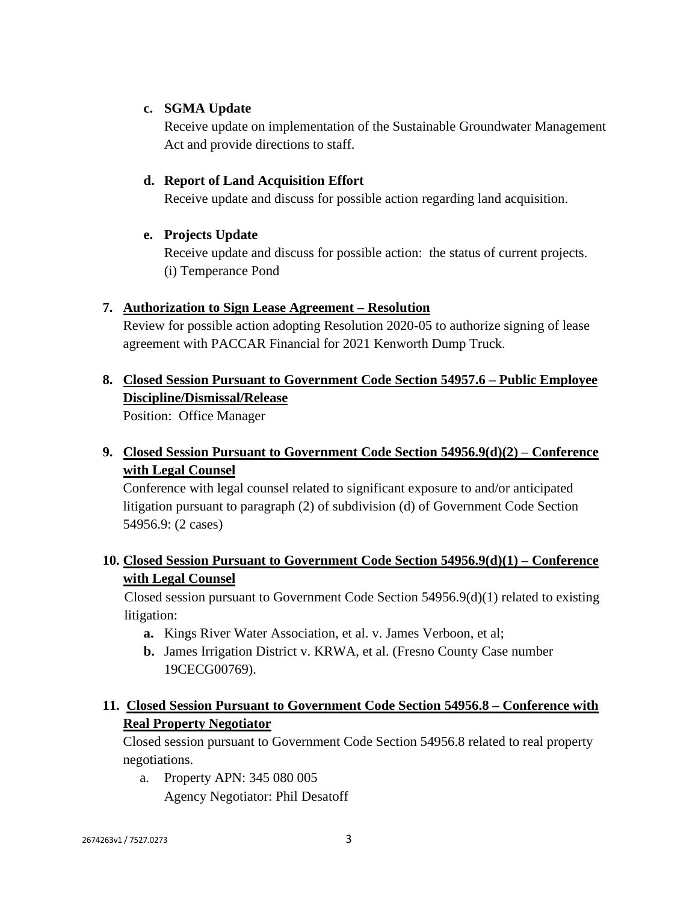c. **SGMA Update**

   Receive update on implementation of the Sustainable Groundwater Management Act and provide directions to staff.

d. **Report of Land Acquisition Effort**

   Receive update and discuss for possible action regarding land acquisition.

e. **Projects Update**

   Receive update and discuss for possible action: the status of current projects.
   (i) Temperance Pond

7. **<u>Authorization to Sign Lease Agreement – Resolution</u>**

   Review for possible action adopting Resolution 2020-05 to authorize signing of lease agreement with PACCAR Financial for 2021 Kenworth Dump Truck.

8. **<u>Closed Session Pursuant to Government Code Section 54957.6 – Public Employee Discipline/Dismissal/Release</u>**

   Position: Office Manager

9. **<u>Closed Session Pursuant to Government Code Section 54956.9(d)(2) – Conference with Legal Counsel</u>**

   Conference with legal counsel related to significant exposure to and/or anticipated litigation pursuant to paragraph (2) of subdivision (d) of Government Code Section 54956.9: (2 cases)

10. **<u>Closed Session Pursuant to Government Code Section 54956.9(d)(1) – Conference with Legal Counsel</u>**

    Closed session pursuant to Government Code Section 54956.9(d)(1) related to existing litigation:

    **a.** Kings River Water Association, et al. v. James Verboon, et al;

    **b.** James Irrigation District v. KRWA, et al. (Fresno County Case number 19CECG00769).

11. **<u>Closed Session Pursuant to Government Code Section 54956.8 – Conference with Real Property Negotiator</u>**

    Closed session pursuant to Government Code Section 54956.8 related to real property negotiations.

    a. Property APN: 345 080 005
       Agency Negotiator: Phil Desatoff

2674263v1 / 7527.0273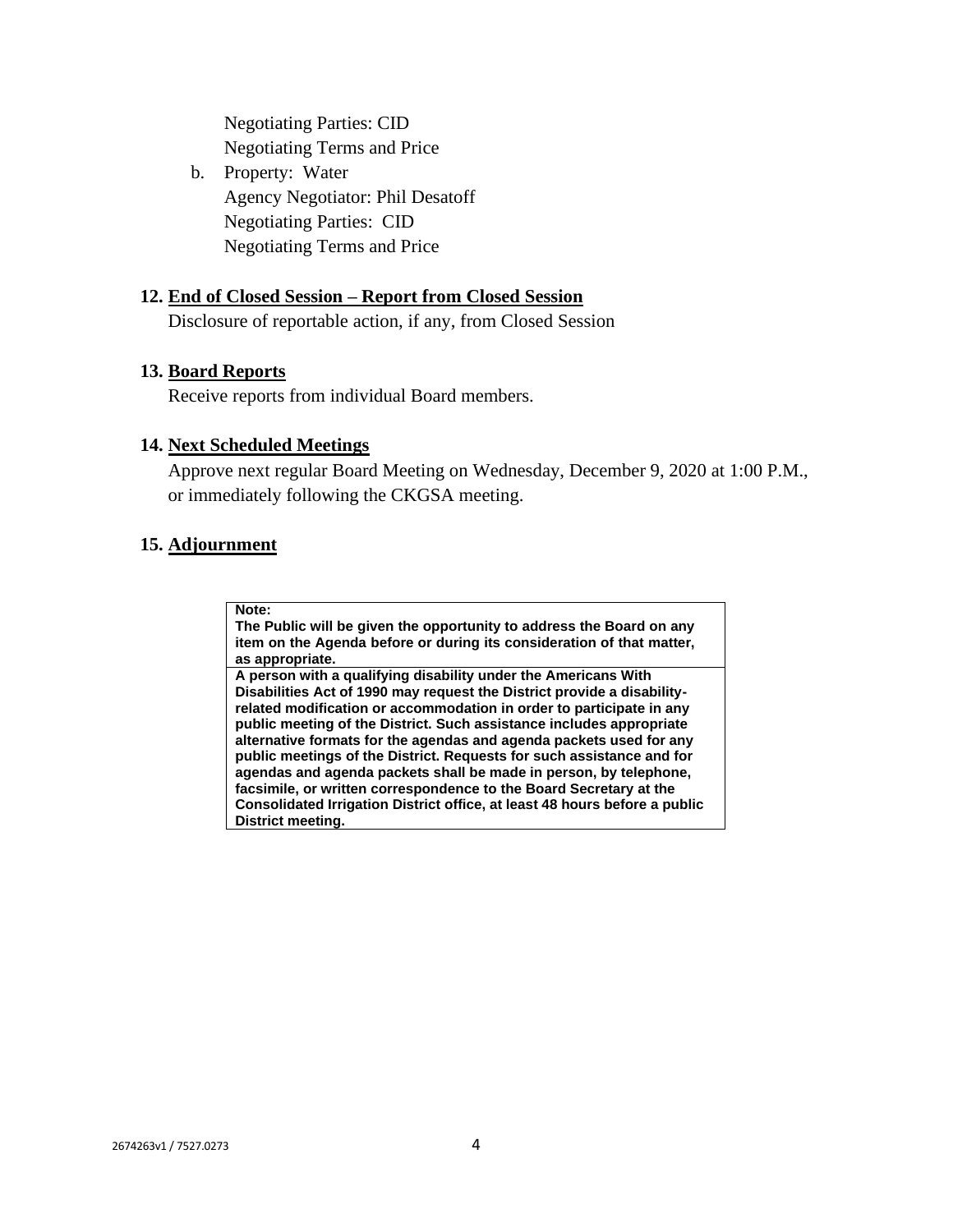Negotiating Parties: CID
Negotiating Terms and Price

b. Property: Water
   Agency Negotiator: Phil Desatoff
   Negotiating Parties: CID
   Negotiating Terms and Price

**12. End of Closed Session – Report from Closed Session**

Disclosure of reportable action, if any, from Closed Session

**13. Board Reports**

Receive reports from individual Board members.

**14. Next Scheduled Meetings**

Approve next regular Board Meeting on Wednesday, December 9, 2020 at 1:00 P.M., or immediately following the CKGSA meeting.

**15. Adjournment**

| |
|---|
| **Note:**<br>**The Public will be given the opportunity to address the Board on any item on the Agenda before or during its consideration of that matter, as appropriate.** |
| **A person with a qualifying disability under the Americans With Disabilities Act of 1990 may request the District provide a disability-related modification or accommodation in order to participate in any public meeting of the District. Such assistance includes appropriate alternative formats for the agendas and agenda packets used for any public meetings of the District. Requests for such assistance and for agendas and agenda packets shall be made in person, by telephone, facsimile, or written correspondence to the Board Secretary at the Consolidated Irrigation District office, at least 48 hours before a public District meeting.** |

2674263v1 / 7527.0273